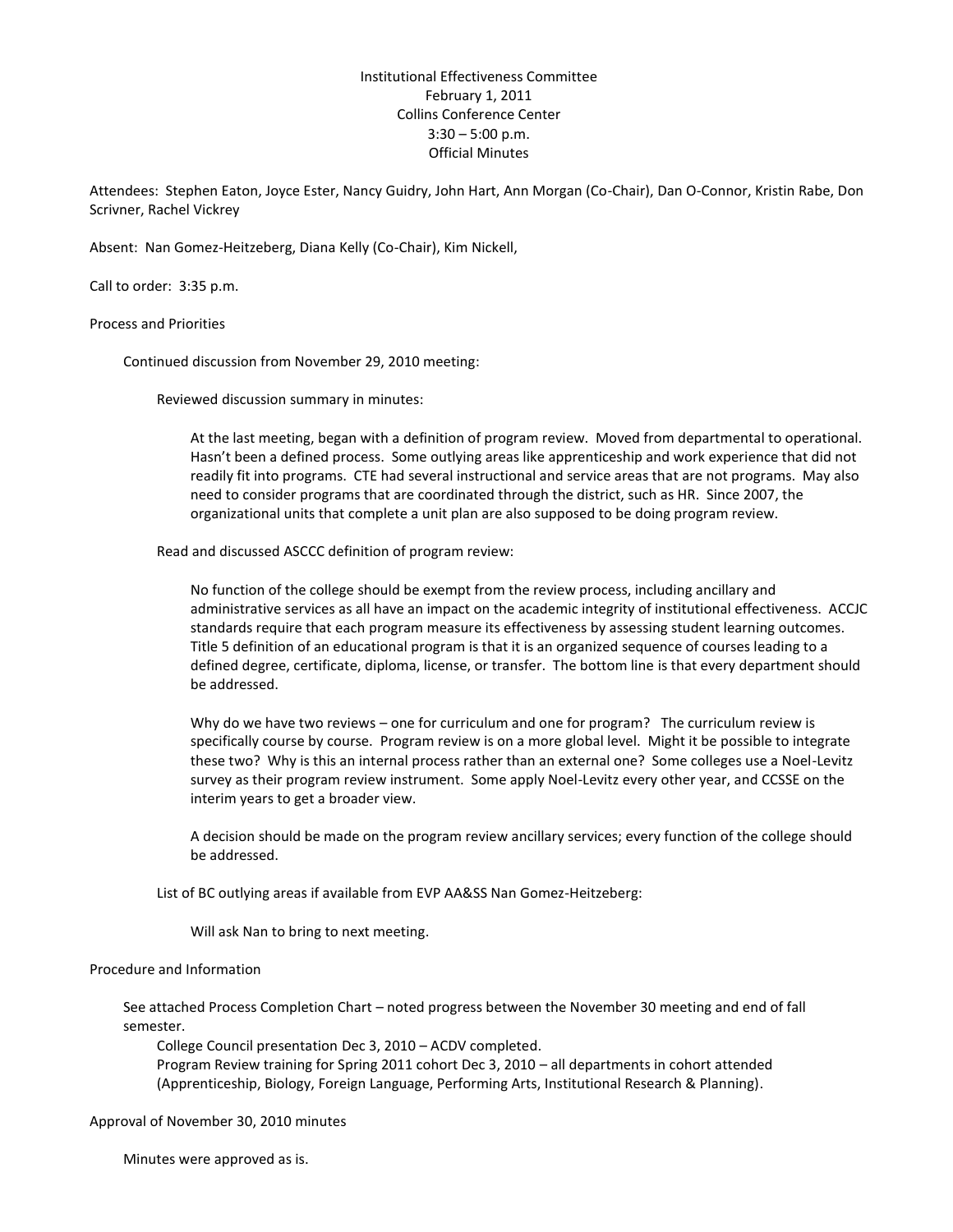Institutional Effectiveness Committee
February 1, 2011
Collins Conference Center
3:30 – 5:00 p.m.
Official Minutes

Attendees: Stephen Eaton, Joyce Ester, Nancy Guidry, John Hart, Ann Morgan (Co-Chair), Dan O-Connor, Kristin Rabe, Don Scrivner, Rachel Vickrey

Absent: Nan Gomez-Heitzeberg, Diana Kelly (Co-Chair), Kim Nickell,

Call to order: 3:35 p.m.

Process and Priorities

Continued discussion from November 29, 2010 meeting:

Reviewed discussion summary in minutes:

At the last meeting, began with a definition of program review. Moved from departmental to operational. Hasn't been a defined process. Some outlying areas like apprenticeship and work experience that did not readily fit into programs. CTE had several instructional and service areas that are not programs. May also need to consider programs that are coordinated through the district, such as HR. Since 2007, the organizational units that complete a unit plan are also supposed to be doing program review.

Read and discussed ASCCC definition of program review:

No function of the college should be exempt from the review process, including ancillary and administrative services as all have an impact on the academic integrity of institutional effectiveness. ACCJC standards require that each program measure its effectiveness by assessing student learning outcomes. Title 5 definition of an educational program is that it is an organized sequence of courses leading to a defined degree, certificate, diploma, license, or transfer. The bottom line is that every department should be addressed.

Why do we have two reviews – one for curriculum and one for program? The curriculum review is specifically course by course. Program review is on a more global level. Might it be possible to integrate these two? Why is this an internal process rather than an external one? Some colleges use a Noel-Levitz survey as their program review instrument. Some apply Noel-Levitz every other year, and CCSSE on the interim years to get a broader view.

A decision should be made on the program review ancillary services; every function of the college should be addressed.

List of BC outlying areas if available from EVP AA&SS Nan Gomez-Heitzeberg:

Will ask Nan to bring to next meeting.

Procedure and Information

See attached Process Completion Chart – noted progress between the November 30 meeting and end of fall semester.

College Council presentation Dec 3, 2010 – ACDV completed.

Program Review training for Spring 2011 cohort Dec 3, 2010 – all departments in cohort attended (Apprenticeship, Biology, Foreign Language, Performing Arts, Institutional Research & Planning).

Approval of November 30, 2010 minutes

Minutes were approved as is.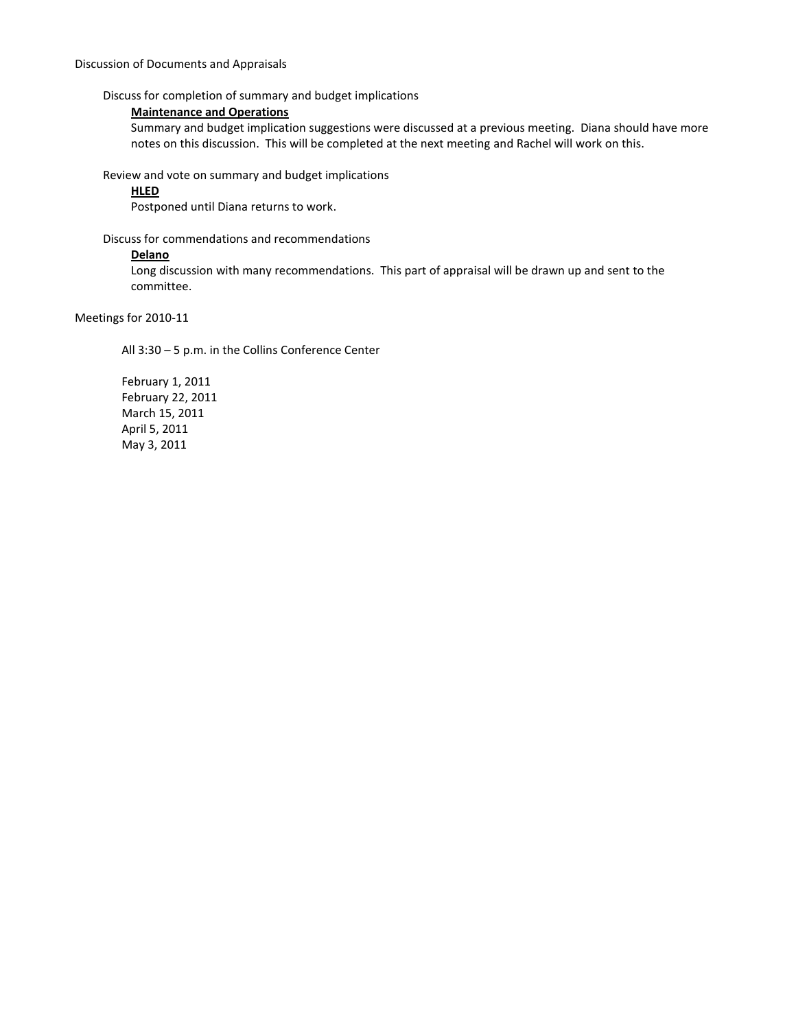Discussion of Documents and Appraisals

Discuss for completion of summary and budget implications

**Maintenance and Operations**

Summary and budget implication suggestions were discussed at a previous meeting. Diana should have more notes on this discussion. This will be completed at the next meeting and Rachel will work on this.

Review and vote on summary and budget implications

**HLED**

Postponed until Diana returns to work.

Discuss for commendations and recommendations

**Delano**

Long discussion with many recommendations. This part of appraisal will be drawn up and sent to the committee.

Meetings for 2010-11

All 3:30 – 5 p.m. in the Collins Conference Center

February 1, 2011
February 22, 2011
March 15, 2011
April 5, 2011
May 3, 2011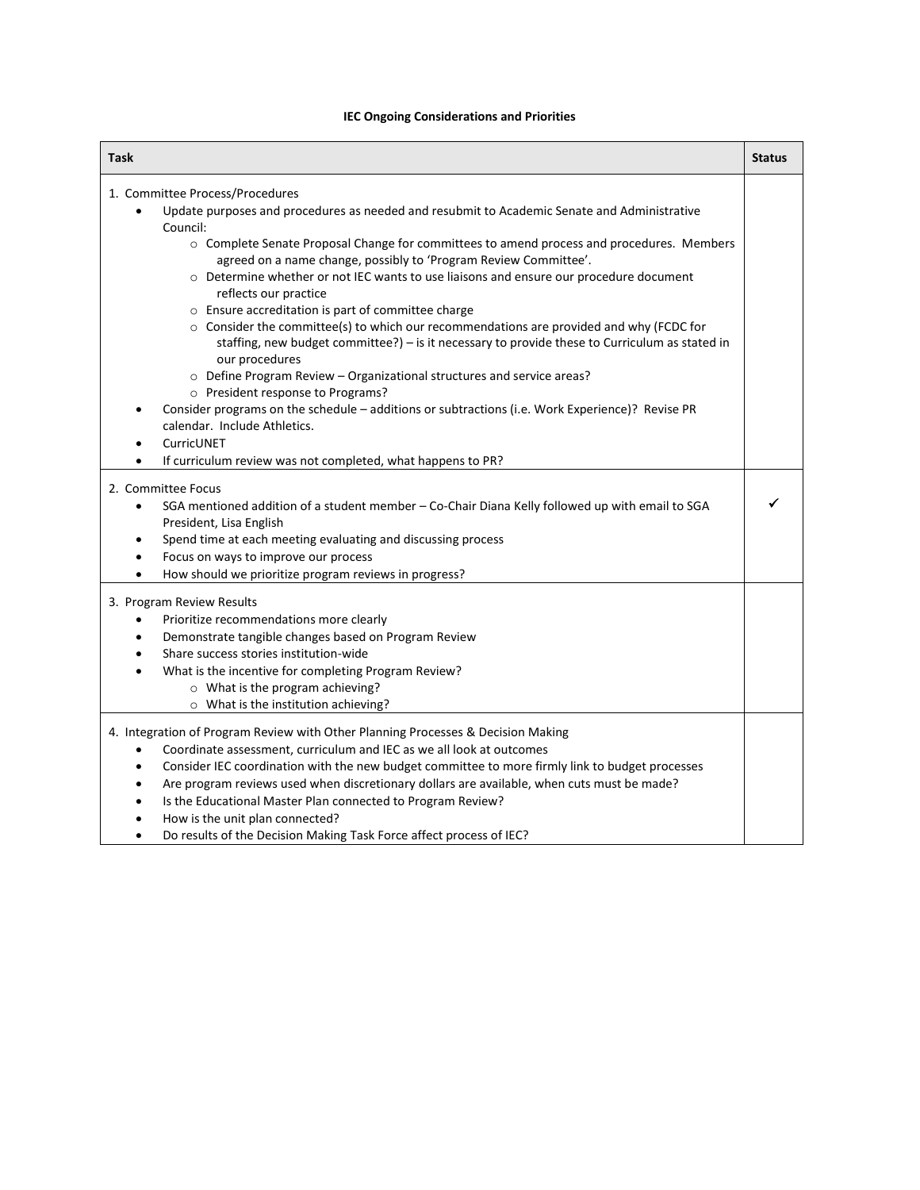**IEC Ongoing Considerations and Priorities**

| Task | Status |
|---|---|
| 1. Committee Process/Procedures<br>• Update purposes and procedures as needed and resubmit to Academic Senate and Administrative Council:<br>  ○ Complete Senate Proposal Change for committees to amend process and procedures. Members agreed on a name change, possibly to 'Program Review Committee'.<br>  ○ Determine whether or not IEC wants to use liaisons and ensure our procedure document reflects our practice<br>  ○ Ensure accreditation is part of committee charge<br>  ○ Consider the committee(s) to which our recommendations are provided and why (FCDC for staffing, new budget committee?) – is it necessary to provide these to Curriculum as stated in our procedures<br>  ○ Define Program Review – Organizational structures and service areas?<br>  ○ President response to Programs?<br>• Consider programs on the schedule – additions or subtractions (i.e. Work Experience)? Revise PR calendar. Include Athletics.<br>• CurricUNET<br>• If curriculum review was not completed, what happens to PR? | |
| 2. Committee Focus<br>• SGA mentioned addition of a student member – Co-Chair Diana Kelly followed up with email to SGA President, Lisa English<br>• Spend time at each meeting evaluating and discussing process<br>• Focus on ways to improve our process<br>• How should we prioritize program reviews in progress? | ✓ |
| 3. Program Review Results<br>• Prioritize recommendations more clearly<br>• Demonstrate tangible changes based on Program Review<br>• Share success stories institution-wide<br>• What is the incentive for completing Program Review?<br>  ○ What is the program achieving?<br>  ○ What is the institution achieving? | |
| 4. Integration of Program Review with Other Planning Processes & Decision Making<br>• Coordinate assessment, curriculum and IEC as we all look at outcomes<br>• Consider IEC coordination with the new budget committee to more firmly link to budget processes<br>• Are program reviews used when discretionary dollars are available, when cuts must be made?<br>• Is the Educational Master Plan connected to Program Review?<br>• How is the unit plan connected?<br>• Do results of the Decision Making Task Force affect process of IEC? | |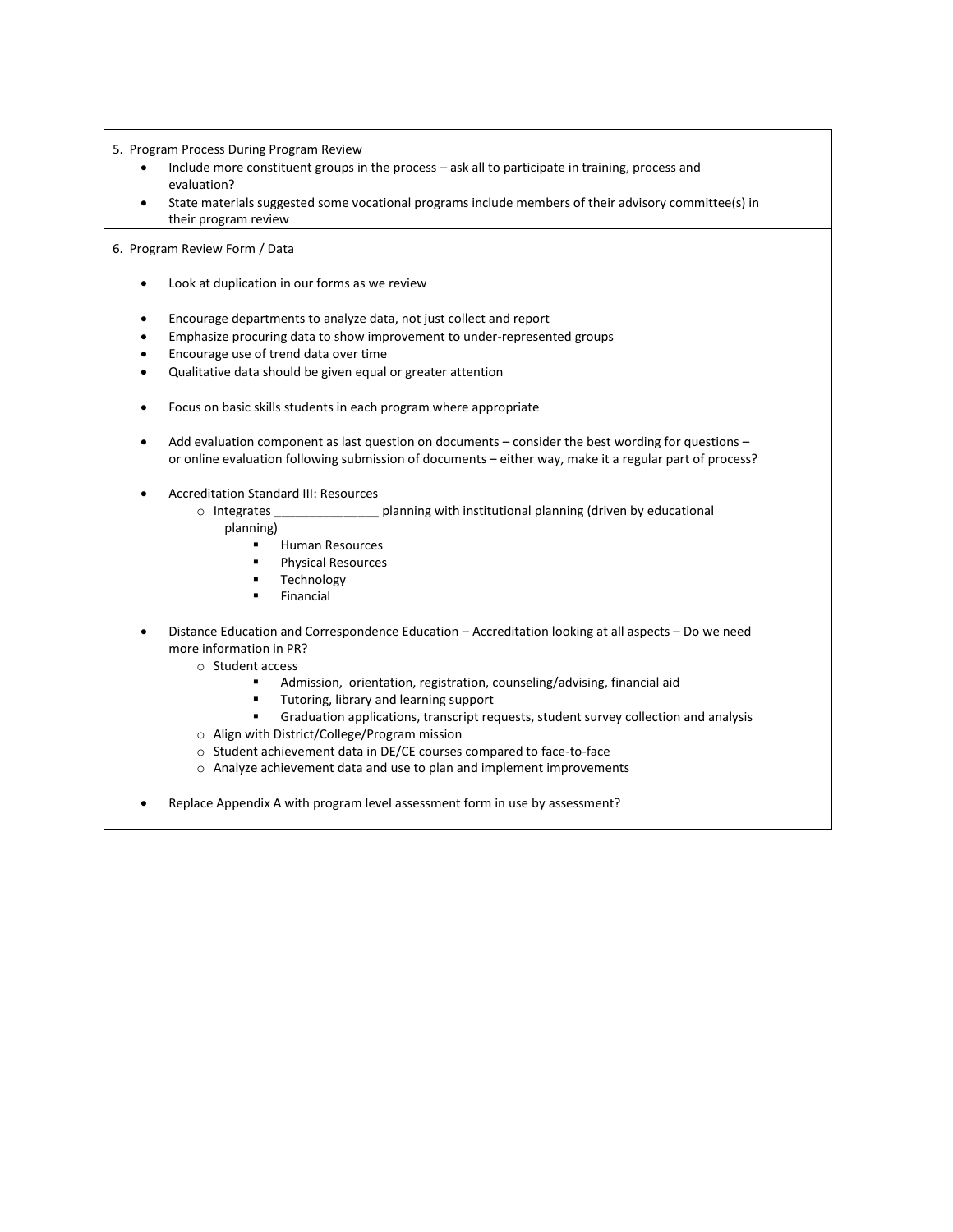| | |
|---|---|
| 5. Program Process During Program Review<br>• Include more constituent groups in the process – ask all to participate in training, process and evaluation?<br>• State materials suggested some vocational programs include members of their advisory committee(s) in their program review | |
| 6. Program Review Form / Data<br><br>• Look at duplication in our forms as we review<br><br>• Encourage departments to analyze data, not just collect and report<br>• Emphasize procuring data to show improvement to under-represented groups<br>• Encourage use of trend data over time<br>• Qualitative data should be given equal or greater attention<br><br>• Focus on basic skills students in each program where appropriate<br><br>• Add evaluation component as last question on documents – consider the best wording for questions – or online evaluation following submission of documents – either way, make it a regular part of process?<br><br>• Accreditation Standard III: Resources<br>&nbsp;&nbsp;&nbsp;&nbsp;○ Integrates _______________ planning with institutional planning (driven by educational planning)<br>&nbsp;&nbsp;&nbsp;&nbsp;&nbsp;&nbsp;&nbsp;&nbsp;▪ Human Resources<br>&nbsp;&nbsp;&nbsp;&nbsp;&nbsp;&nbsp;&nbsp;&nbsp;▪ Physical Resources<br>&nbsp;&nbsp;&nbsp;&nbsp;&nbsp;&nbsp;&nbsp;&nbsp;▪ Technology<br>&nbsp;&nbsp;&nbsp;&nbsp;&nbsp;&nbsp;&nbsp;&nbsp;▪ Financial<br><br>• Distance Education and Correspondence Education – Accreditation looking at all aspects – Do we need more information in PR?<br>&nbsp;&nbsp;&nbsp;&nbsp;○ Student access<br>&nbsp;&nbsp;&nbsp;&nbsp;&nbsp;&nbsp;&nbsp;&nbsp;▪ Admission, orientation, registration, counseling/advising, financial aid<br>&nbsp;&nbsp;&nbsp;&nbsp;&nbsp;&nbsp;&nbsp;&nbsp;▪ Tutoring, library and learning support<br>&nbsp;&nbsp;&nbsp;&nbsp;&nbsp;&nbsp;&nbsp;&nbsp;▪ Graduation applications, transcript requests, student survey collection and analysis<br>&nbsp;&nbsp;&nbsp;&nbsp;○ Align with District/College/Program mission<br>&nbsp;&nbsp;&nbsp;&nbsp;○ Student achievement data in DE/CE courses compared to face-to-face<br>&nbsp;&nbsp;&nbsp;&nbsp;○ Analyze achievement data and use to plan and implement improvements<br><br>• Replace Appendix A with program level assessment form in use by assessment? | |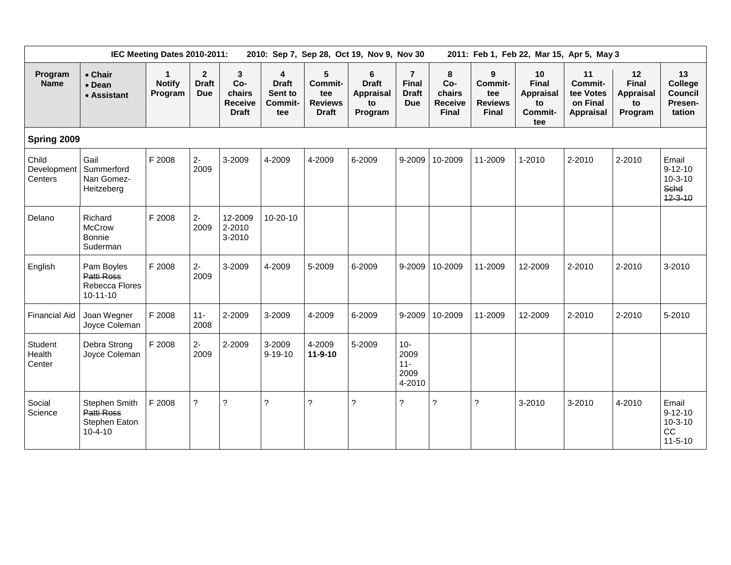| IEC Meeting Dates 2010-2011: 2010: Sep 7, Sep 28, Oct 19, Nov 9, Nov 30 2011: Feb 1, Feb 22, Mar 15, Apr 5, May 3 | | | | | | | | | | | | | | |
|---|---|---|---|---|---|---|---|---|---|---|---|---|---|---|
| **Program Name** | • **Chair** • **Dean** • **Assistant** | **1 Notify Program** | **2 Draft Due** | **3 Co-chairs Receive Draft** | **4 Draft Sent to Commit-tee** | **5 Commit-tee Reviews Draft** | **6 Draft Appraisal to Program** | **7 Final Draft Due** | **8 Co-chairs Receive Final** | **9 Commit-tee Reviews Final** | **10 Final Appraisal to Commit-tee** | **11 Commit-tee Votes on Final Appraisal** | **12 Final Appraisal to Program** | **13 College Council Presen-tation** |
| **Spring 2009** | | | | | | | | | | | | | | |
| Child Development Centers | Gail Summerford Nan Gomez-Heitzeberg | F 2008 | 2-2009 | 3-2009 | 4-2009 | 4-2009 | 6-2009 | 9-2009 | 10-2009 | 11-2009 | 1-2010 | 2-2010 | 2-2010 | Email 9-12-10 10-3-10 ~~Schd 12-3-10~~ |
| Delano | Richard McCrow Bonnie Suderman | F 2008 | 2-2009 | 12-2009 2-2010 3-2010 | 10-20-10 | | | | | | | | | |
| English | Pam Boyles ~~Patti Ross~~ Rebecca Flores 10-11-10 | F 2008 | 2-2009 | 3-2009 | 4-2009 | 5-2009 | 6-2009 | 9-2009 | 10-2009 | 11-2009 | 12-2009 | 2-2010 | 2-2010 | 3-2010 |
| Financial Aid | Joan Wegner Joyce Coleman | F 2008 | 11-2008 | 2-2009 | 3-2009 | 4-2009 | 6-2009 | 9-2009 | 10-2009 | 11-2009 | 12-2009 | 2-2010 | 2-2010 | 5-2010 |
| Student Health Center | Debra Strong Joyce Coleman | F 2008 | 2-2009 | 2-2009 | 3-2009 9-19-10 | 4-2009 **11-9-10** | 5-2009 | 10-2009 11-2009 4-2010 | | | | | | |
| Social Science | Stephen Smith ~~Patti Ross~~ Stephen Eaton 10-4-10 | F 2008 | ? | ? | ? | ? | ? | ? | ? | ? | 3-2010 | 3-2010 | 4-2010 | Email 9-12-10 10-3-10 CC 11-5-10 |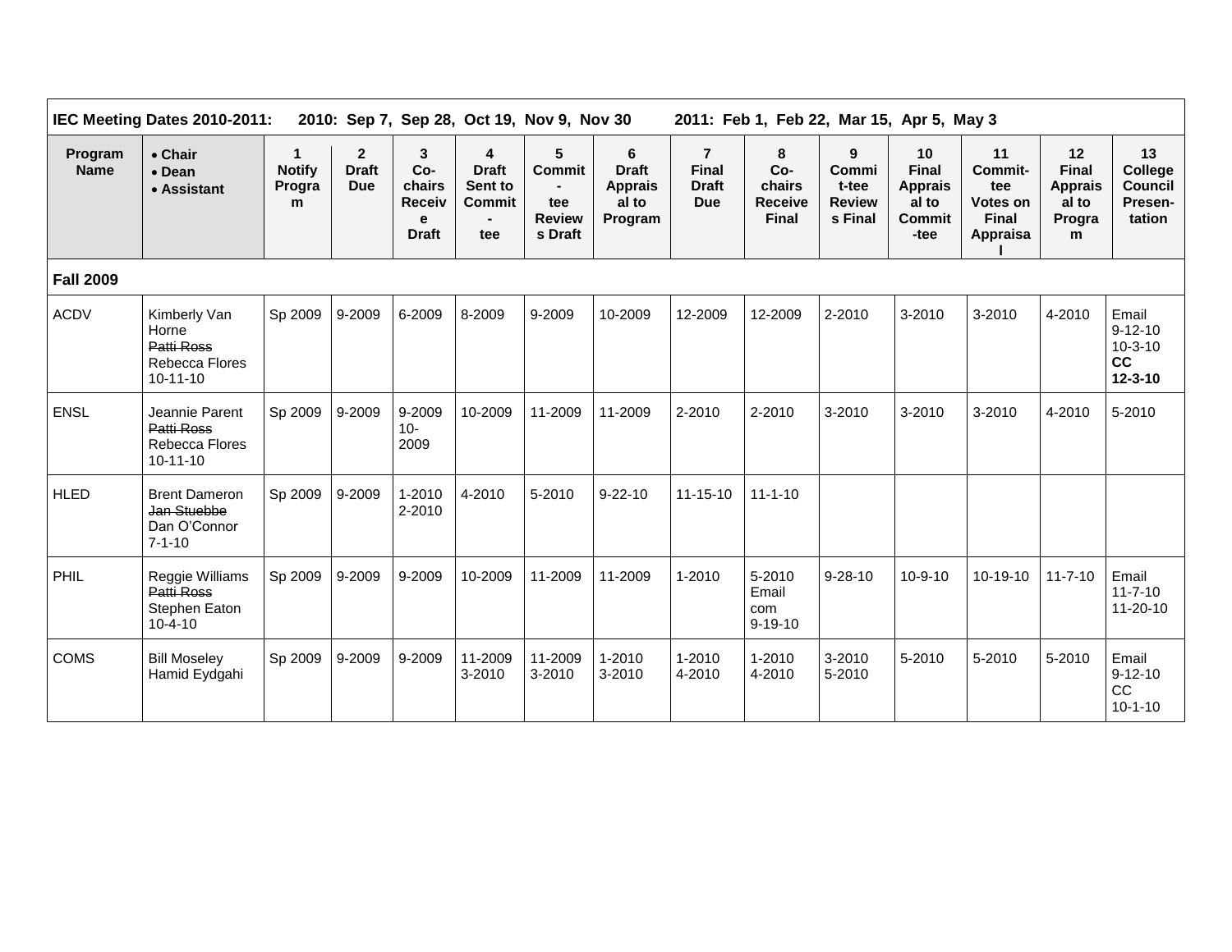| IEC Meeting Dates 2010-2011: 2010: Sep 7, Sep 28, Oct 19, Nov 9, Nov 30 2011: Feb 1, Feb 22, Mar 15, Apr 5, May 3 | | | | | | | | | | | | | | |
|---|---|---|---|---|---|---|---|---|---|---|---|---|---|---|
| **Program Name** | • **Chair** • **Dean** • **Assistant** | **1 Notify Program** | **2 Draft Due** | **3 Co-chairs Receive Draft** | **4 Draft Sent to Commit-tee** | **5 Commit-tee Reviews Draft** | **6 Draft Appraisal to Program** | **7 Final Draft Due** | **8 Co-chairs Receive Final** | **9 Commit-tee Reviews Final** | **10 Final Appraisal to Commit-tee** | **11 Commit-tee Votes on Final Appraisal** | **12 Final Appraisal to Program** | **13 College Council Presen-tation** |
| **Fall 2009** | | | | | | | | | | | | | | |
| ACDV | Kimberly Van Horne ~~Patti Ross~~ Rebecca Flores 10-11-10 | Sp 2009 | 9-2009 | 6-2009 | 8-2009 | 9-2009 | 10-2009 | 12-2009 | 12-2009 | 2-2010 | 3-2010 | 3-2010 | 4-2010 | Email 9-12-10 10-3-10 **CC 12-3-10** |
| ENSL | Jeannie Parent ~~Patti Ross~~ Rebecca Flores 10-11-10 | Sp 2009 | 9-2009 | 9-2009 10-2009 | 10-2009 | 11-2009 | 11-2009 | 2-2010 | 2-2010 | 3-2010 | 3-2010 | 3-2010 | 4-2010 | 5-2010 |
| HLED | Brent Dameron ~~Jan Stuebbe~~ Dan O'Connor 7-1-10 | Sp 2009 | 9-2009 | 1-2010 2-2010 | 4-2010 | 5-2010 | 9-22-10 | 11-15-10 | 11-1-10 | | | | | |
| PHIL | Reggie Williams ~~Patti Ross~~ Stephen Eaton 10-4-10 | Sp 2009 | 9-2009 | 9-2009 | 10-2009 | 11-2009 | 11-2009 | 1-2010 | 5-2010 Email com 9-19-10 | 9-28-10 | 10-9-10 | 10-19-10 | 11-7-10 | Email 11-7-10 11-20-10 |
| COMS | Bill Moseley Hamid Eydgahi | Sp 2009 | 9-2009 | 9-2009 | 11-2009 3-2010 | 11-2009 3-2010 | 1-2010 3-2010 | 1-2010 4-2010 | 1-2010 4-2010 | 3-2010 5-2010 | 5-2010 | 5-2010 | 5-2010 | Email 9-12-10 CC 10-1-10 |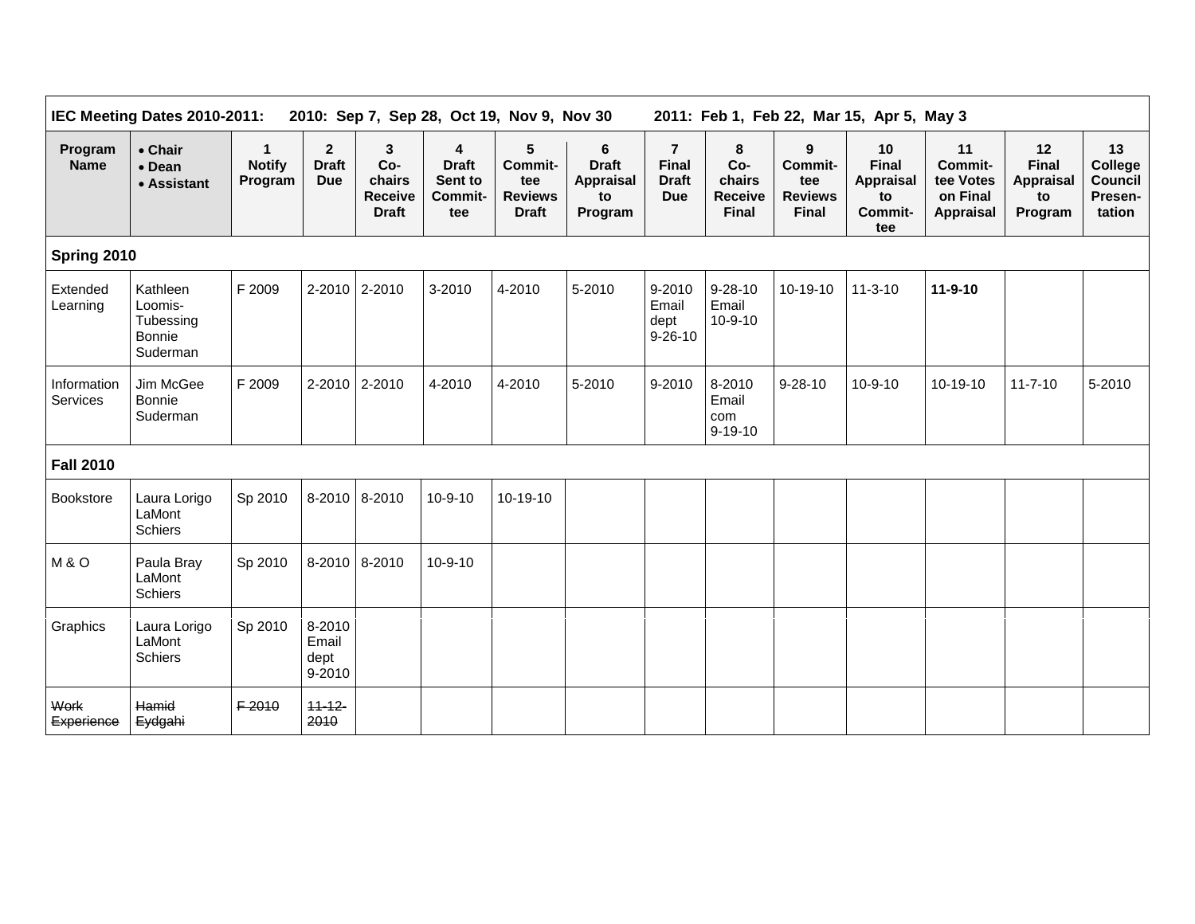| IEC Meeting Dates 2010-2011: 2010: Sep 7, Sep 28, Oct 19, Nov 9, Nov 30 2011: Feb 1, Feb 22, Mar 15, Apr 5, May 3 | | | | | | | | | | | | | | |
|---|---|---|---|---|---|---|---|---|---|---|---|---|---|---|
| **Program Name** | **• Chair • Dean • Assistant** | **1 Notify Program** | **2 Draft Due** | **3 Co-chairs Receive Draft** | **4 Draft Sent to Commit-tee** | **5 Commit-tee Reviews Draft** | **6 Draft Appraisal to Program** | **7 Final Draft Due** | **8 Co-chairs Receive Final** | **9 Commit-tee Reviews Final** | **10 Final Appraisal to Commit-tee** | **11 Commit-tee Votes on Final Appraisal** | **12 Final Appraisal to Program** | **13 College Council Presen-tation** |
| **Spring 2010** | | | | | | | | | | | | | | |
| Extended Learning | Kathleen Loomis-Tubessing Bonnie Suderman | F 2009 | 2-2010 | 2-2010 | 3-2010 | 4-2010 | 5-2010 | 9-2010 Email dept 9-26-10 | 9-28-10 Email 10-9-10 | 10-19-10 | 11-3-10 | **11-9-10** | | |
| Information Services | Jim McGee Bonnie Suderman | F 2009 | 2-2010 | 2-2010 | 4-2010 | 4-2010 | 5-2010 | 9-2010 | 8-2010 Email com 9-19-10 | 9-28-10 | 10-9-10 | 10-19-10 | 11-7-10 | 5-2010 |
| **Fall 2010** | | | | | | | | | | | | | | |
| Bookstore | Laura Lorigo LaMont Schiers | Sp 2010 | 8-2010 | 8-2010 | 10-9-10 | 10-19-10 | | | | | | | | |
| M & O | Paula Bray LaMont Schiers | Sp 2010 | 8-2010 | 8-2010 | 10-9-10 | | | | | | | | | |
| Graphics | Laura Lorigo LaMont Schiers | Sp 2010 | 8-2010 Email dept 9-2010 | | | | | | | | | | | |
| ~~Work Experience~~ | ~~Hamid Eydgahi~~ | ~~F 2010~~ | ~~11-12-2010~~ | | | | | | | | | | | |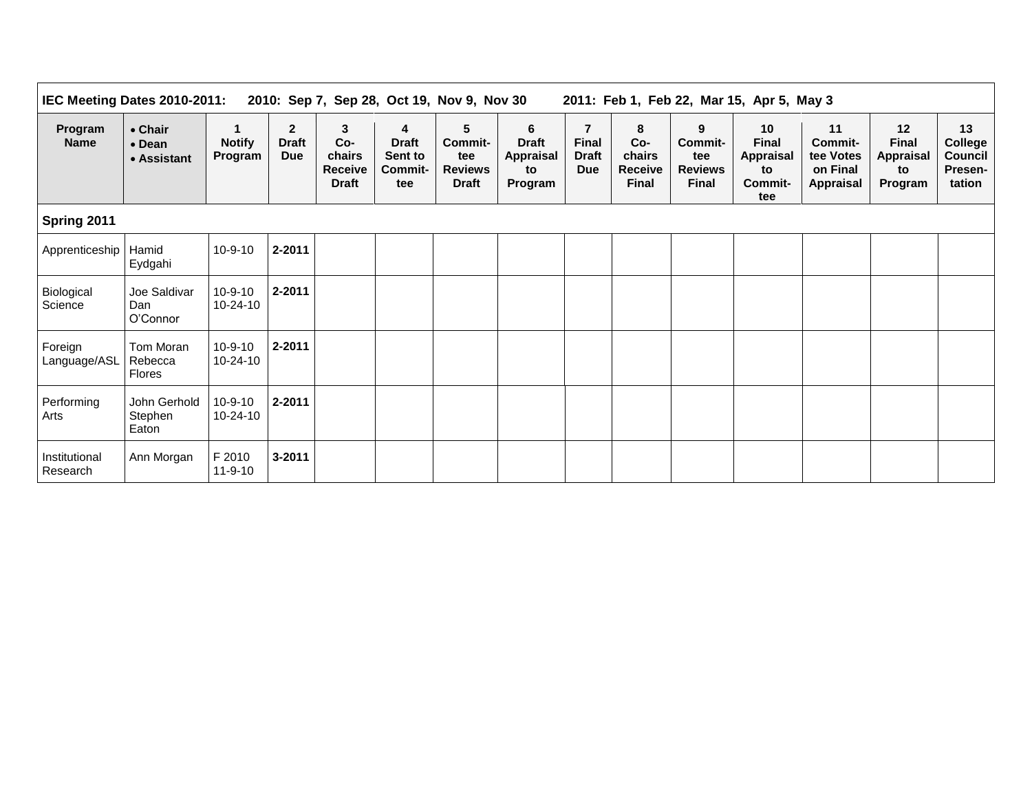| IEC Meeting Dates 2010-2011: 2010: Sep 7, Sep 28, Oct 19, Nov 9, Nov 30 2011: Feb 1, Feb 22, Mar 15, Apr 5, May 3 | | | | | | | | | | | | | | |
|---|---|---|---|---|---|---|---|---|---|---|---|---|---|---|
| **Program Name** | • **Chair**<br>• **Dean**<br>• **Assistant** | **1 Notify Program** | **2 Draft Due** | **3 Co-chairs Receive Draft** | **4 Draft Sent to Commit-tee** | **5 Commit-tee Reviews Draft** | **6 Draft Appraisal to Program** | **7 Final Draft Due** | **8 Co-chairs Receive Final** | **9 Commit-tee Reviews Final** | **10 Final Appraisal to Commit-tee** | **11 Commit-tee Votes on Final Appraisal** | **12 Final Appraisal to Program** | **13 College Council Presen-tation** |
| **Spring 2011** | | | | | | | | | | | | | | |
| Apprenticeship | Hamid Eydgahi | 10-9-10 | **2-2011** | | | | | | | | | | | |
| Biological Science | Joe Saldivar<br>Dan O'Connor | 10-9-10<br>10-24-10 | **2-2011** | | | | | | | | | | | |
| Foreign Language/ASL | Tom Moran<br>Rebecca Flores | 10-9-10<br>10-24-10 | **2-2011** | | | | | | | | | | | |
| Performing Arts | John Gerhold<br>Stephen Eaton | 10-9-10<br>10-24-10 | **2-2011** | | | | | | | | | | | |
| Institutional Research | Ann Morgan | F 2010<br>11-9-10 | **3-2011** | | | | | | | | | | | |